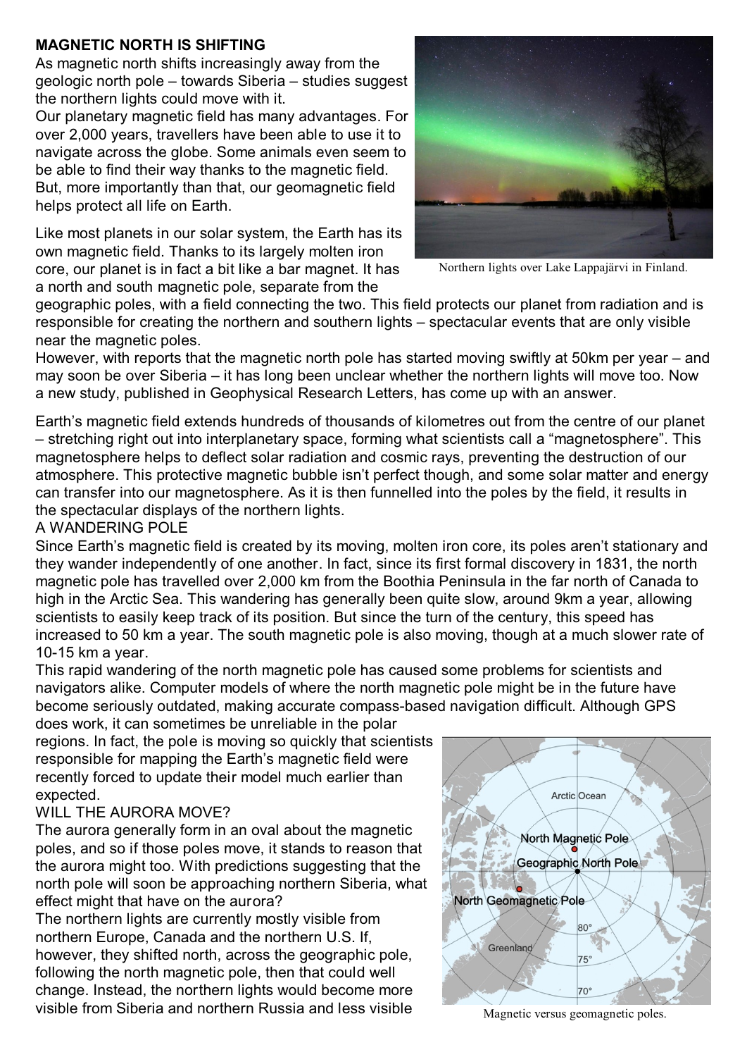**MAGNETIC NORTH IS SHIFTING**

As magnetic north shifts increasingly away from the geologic north pole – towards Siberia – studies suggest the northern lights could move with it.

Our planetary magnetic field has many advantages. For over 2,000 years, travellers have been able to use it to navigate across the globe. Some animals even seem to be able to find their way thanks to the magnetic field. But, more importantly than that, our geomagnetic field helps protect all life on Earth.

Like most planets in our solar system, the Earth has its own magnetic field. Thanks to its largely molten iron core, our planet is in fact a bit like a bar magnet. It has a north and south magnetic pole, separate from the geographic poles, with a field connecting the two. This field protects our planet from radiation and is responsible for creating the northern and southern lights – spectacular events that are only visible near the magnetic poles.

Northern lights over Lake Lappajärvi in Finland.

However, with reports that the magnetic north pole has started moving swiftly at 50km per year – and may soon be over Siberia – it has long been unclear whether the northern lights will move too. Now a new study, published in Geophysical Research Letters, has come up with an answer.

Earth's magnetic field extends hundreds of thousands of kilometres out from the centre of our planet – stretching right out into interplanetary space, forming what scientists call a "magnetosphere". This magnetosphere helps to deflect solar radiation and cosmic rays, preventing the destruction of our atmosphere. This protective magnetic bubble isn't perfect though, and some solar matter and energy can transfer into our magnetosphere. As it is then funnelled into the poles by the field, it results in the spectacular displays of the northern lights.

A WANDERING POLE

Since Earth's magnetic field is created by its moving, molten iron core, its poles aren't stationary and they wander independently of one another. In fact, since its first formal discovery in 1831, the north magnetic pole has travelled over 2,000 km from the Boothia Peninsula in the far north of Canada to high in the Arctic Sea. This wandering has generally been quite slow, around 9km a year, allowing scientists to easily keep track of its position. But since the turn of the century, this speed has increased to 50 km a year. The south magnetic pole is also moving, though at a much slower rate of 10-15 km a year.

This rapid wandering of the north magnetic pole has caused some problems for scientists and navigators alike. Computer models of where the north magnetic pole might be in the future have become seriously outdated, making accurate compass-based navigation difficult. Although GPS does work, it can sometimes be unreliable in the polar regions. In fact, the pole is moving so quickly that scientists responsible for mapping the Earth's magnetic field were recently forced to update their model much earlier than expected.

WILL THE AURORA MOVE?

The aurora generally form in an oval about the magnetic poles, and so if those poles move, it stands to reason that the aurora might too. With predictions suggesting that the north pole will soon be approaching northern Siberia, what effect might that have on the aurora?

The northern lights are currently mostly visible from northern Europe, Canada and the northern U.S. If, however, they shifted north, across the geographic pole, following the north magnetic pole, then that could well change. Instead, the northern lights would become more visible from Siberia and northern Russia and less visible

Arctic Ocean
North Magnetic Pole
Geographic North Pole
North Geomagnetic Pole
80°
Greenland
75°
70°

Magnetic versus geomagnetic poles.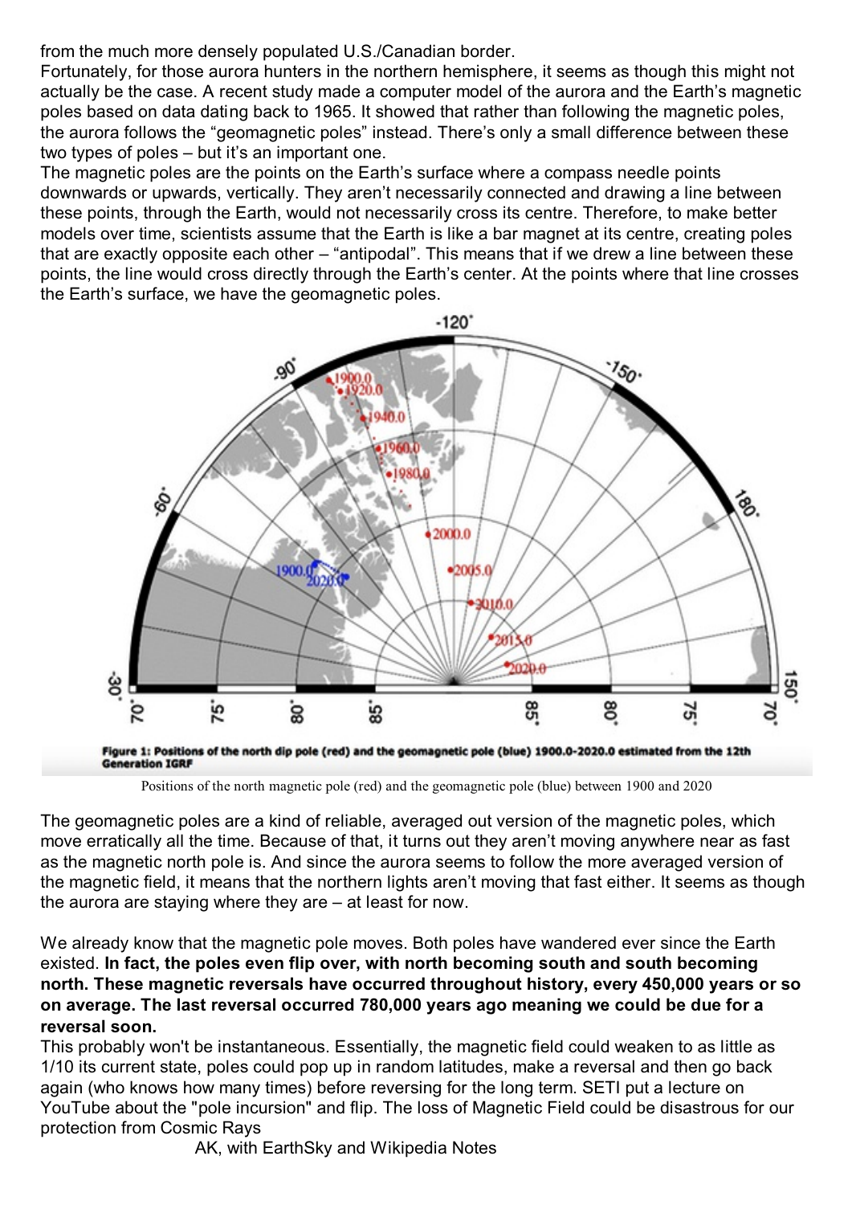from the much more densely populated U.S./Canadian border.

Fortunately, for those aurora hunters in the northern hemisphere, it seems as though this might not actually be the case. A recent study made a computer model of the aurora and the Earth's magnetic poles based on data dating back to 1965. It showed that rather than following the magnetic poles, the aurora follows the "geomagnetic poles" instead. There's only a small difference between these two types of poles – but it's an important one.

The magnetic poles are the points on the Earth's surface where a compass needle points downwards or upwards, vertically. They aren't necessarily connected and drawing a line between these points, through the Earth, would not necessarily cross its centre. Therefore, to make better models over time, scientists assume that the Earth is like a bar magnet at its centre, creating poles that are exactly opposite each other – "antipodal". This means that if we drew a line between these points, the line would cross directly through the Earth's center. At the points where that line crosses the Earth's surface, we have the geomagnetic poles.

-120°
-90°
-150°
-60°
180°
-30°
150°
70° 75° 80° 85° 85° 80° 75° 70°
1900.0
1920.0
1940.0
1960.0
1980.0
2000.0
2005.0
2010.0
2015.0
2020.0
1900.0
2020.0

**Figure 1: Positions of the north dip pole (red) and the geomagnetic pole (blue) 1900.0-2020.0 estimated from the 12th Generation IGRF**

Positions of the north magnetic pole (red) and the geomagnetic pole (blue) between 1900 and 2020

The geomagnetic poles are a kind of reliable, averaged out version of the magnetic poles, which move erratically all the time. Because of that, it turns out they aren't moving anywhere near as fast as the magnetic north pole is. And since the aurora seems to follow the more averaged version of the magnetic field, it means that the northern lights aren't moving that fast either. It seems as though the aurora are staying where they are – at least for now.

We already know that the magnetic pole moves. Both poles have wandered ever since the Earth existed. **In fact, the poles even flip over, with north becoming south and south becoming north. These magnetic reversals have occurred throughout history, every 450,000 years or so on average. The last reversal occurred 780,000 years ago meaning we could be due for a reversal soon.**

This probably won't be instantaneous. Essentially, the magnetic field could weaken to as little as 1/10 its current state, poles could pop up in random latitudes, make a reversal and then go back again (who knows how many times) before reversing for the long term. SETI put a lecture on YouTube about the "pole incursion" and flip. The loss of Magnetic Field could be disastrous for our protection from Cosmic Rays

AK, with EarthSky and Wikipedia Notes